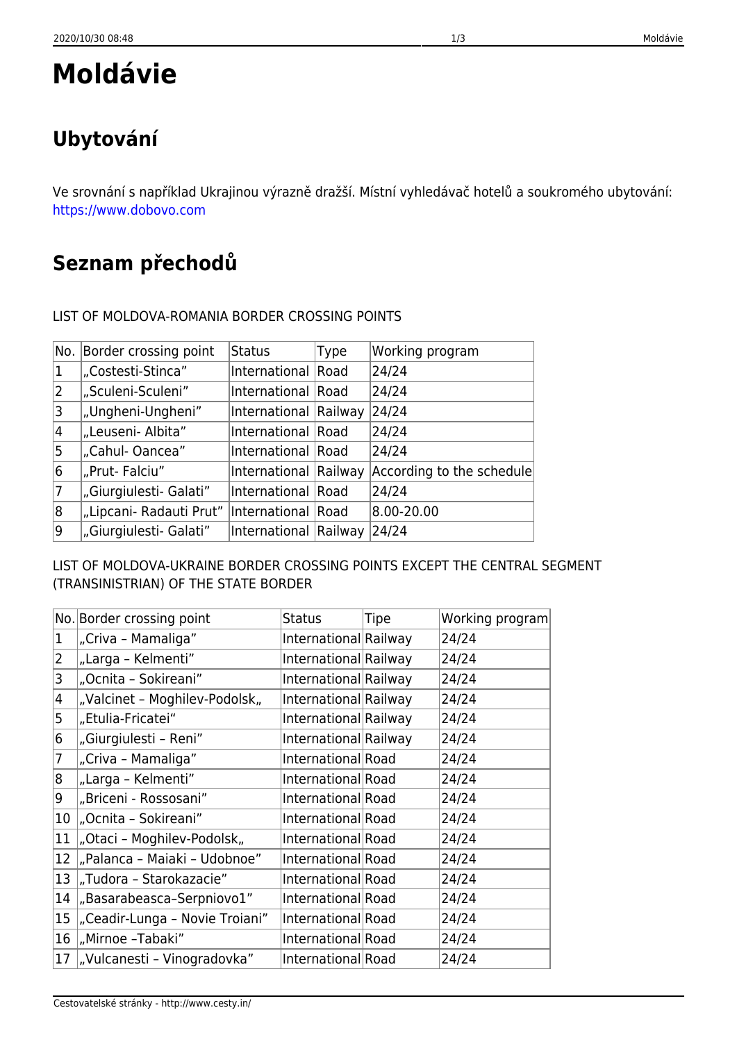# Moldávie

## Ubytování

Ve srovnání s například Ukrajinou výrazně dražší. Místní vyhledávač hotelů a soukromého ubytování: https://www.dobovo.com

## Seznam přechodů

LIST OF MOLDOVA-ROMANIA BORDER CROSSING POINTS

| No. | Border crossing point | Status | Type | Working program |
|---|---|---|---|---|
| 1 | „Costesti-Stinca” | International | Road | 24/24 |
| 2 | „Sculeni-Sculeni” | International | Road | 24/24 |
| 3 | „Ungheni-Ungheni” | International | Railway | 24/24 |
| 4 | „Leuseni- Albita” | International | Road | 24/24 |
| 5 | „Cahul- Oancea” | International | Road | 24/24 |
| 6 | „Prut- Falciu” | International | Railway | According to the schedule |
| 7 | „Giurgiulesti- Galati” | International | Road | 24/24 |
| 8 | „Lipcani- Radauti Prut” | International | Road | 8.00-20.00 |
| 9 | „Giurgiulesti- Galati” | International | Railway | 24/24 |

LIST OF MOLDOVA-UKRAINE BORDER CROSSING POINTS EXCEPT THE CENTRAL SEGMENT (TRANSINISTRIAN) OF THE STATE BORDER

| No. | Border crossing point | Status | Tipe | Working program |
|---|---|---|---|---|
| 1 | „Criva – Mamaliga” | International | Railway | 24/24 |
| 2 | „Larga – Kelmenti” | International | Railway | 24/24 |
| 3 | „Ocnita – Sokireani” | International | Railway | 24/24 |
| 4 | „Valcinet – Moghilev-Podolsk„ | International | Railway | 24/24 |
| 5 | „Etulia-Fricatei“ | International | Railway | 24/24 |
| 6 | „Giurgiulesti – Reni” | International | Railway | 24/24 |
| 7 | „Criva – Mamaliga” | International | Road | 24/24 |
| 8 | „Larga – Kelmenti” | International | Road | 24/24 |
| 9 | „Briceni - Rossosani” | International | Road | 24/24 |
| 10 | „Ocnita – Sokireani” | International | Road | 24/24 |
| 11 | „Otaci – Moghilev-Podolsk„ | International | Road | 24/24 |
| 12 | „Palanca – Maiaki – Udobnoe” | International | Road | 24/24 |
| 13 | „Tudora – Starokazacie” | International | Road | 24/24 |
| 14 | „Basarabeasca–Serpniovo1” | International | Road | 24/24 |
| 15 | „Ceadir-Lunga – Novie Troiani” | International | Road | 24/24 |
| 16 | „Mirnoe –Tabaki” | International | Road | 24/24 |
| 17 | „Vulcanesti – Vinogradovka” | International | Road | 24/24 |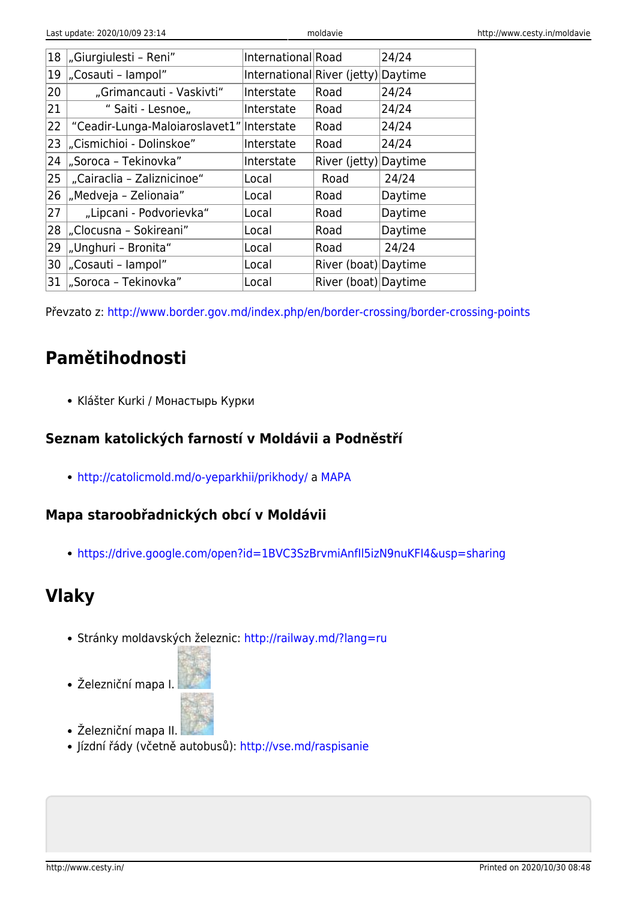| 18 | „Giurgiulesti – Reni" | International | Road | 24/24 |
|---|---|---|---|---|
| 19 | „Cosauti – Iampol" | International | River (jetty) | Daytime |
| 20 | „Grimancauti - Vaskivti" | Interstate | Road | 24/24 |
| 21 | " Saiti - Lesnoe„ | Interstate | Road | 24/24 |
| 22 | "Ceadir-Lunga-Maloiaroslavet1" | Interstate | Road | 24/24 |
| 23 | „Cismichioi - Dolinskoe" | Interstate | Road | 24/24 |
| 24 | „Soroca – Tekinovka" | Interstate | River (jetty) | Daytime |
| 25 | „Cairaclia – Zaliznicinoe" | Local | Road | 24/24 |
| 26 | „Medveja – Zelionaia" | Local | Road | Daytime |
| 27 | „Lipcani - Podvorievka" | Local | Road | Daytime |
| 28 | „Clocusna – Sokireani" | Local | Road | Daytime |
| 29 | „Unghuri – Bronita" | Local | Road | 24/24 |
| 30 | „Cosauti – Iampol" | Local | River (boat) | Daytime |
| 31 | „Soroca – Tekinovka" | Local | River (boat) | Daytime |

Převzato z: http://www.border.gov.md/index.php/en/border-crossing/border-crossing-points

# Pamětihodnosti

- Klášter Kurki / Монастырь Курки

## Seznam katolických farností v Moldávii a Podněstří

- http://catolicmold.md/o-yeparkhii/prikhody/ a MAPA

## Mapa staroobřadnických obcí v Moldávii

- https://drive.google.com/open?id=1BVC3SzBrvmiAnfIl5izN9nuKFI4&usp=sharing

# Vlaky

- Stránky moldavských železnic: http://railway.md/?lang=ru
- Železniční mapa I.
- Železniční mapa II.
- Jízdní řády (včetně autobusů): http://vse.md/raspisanie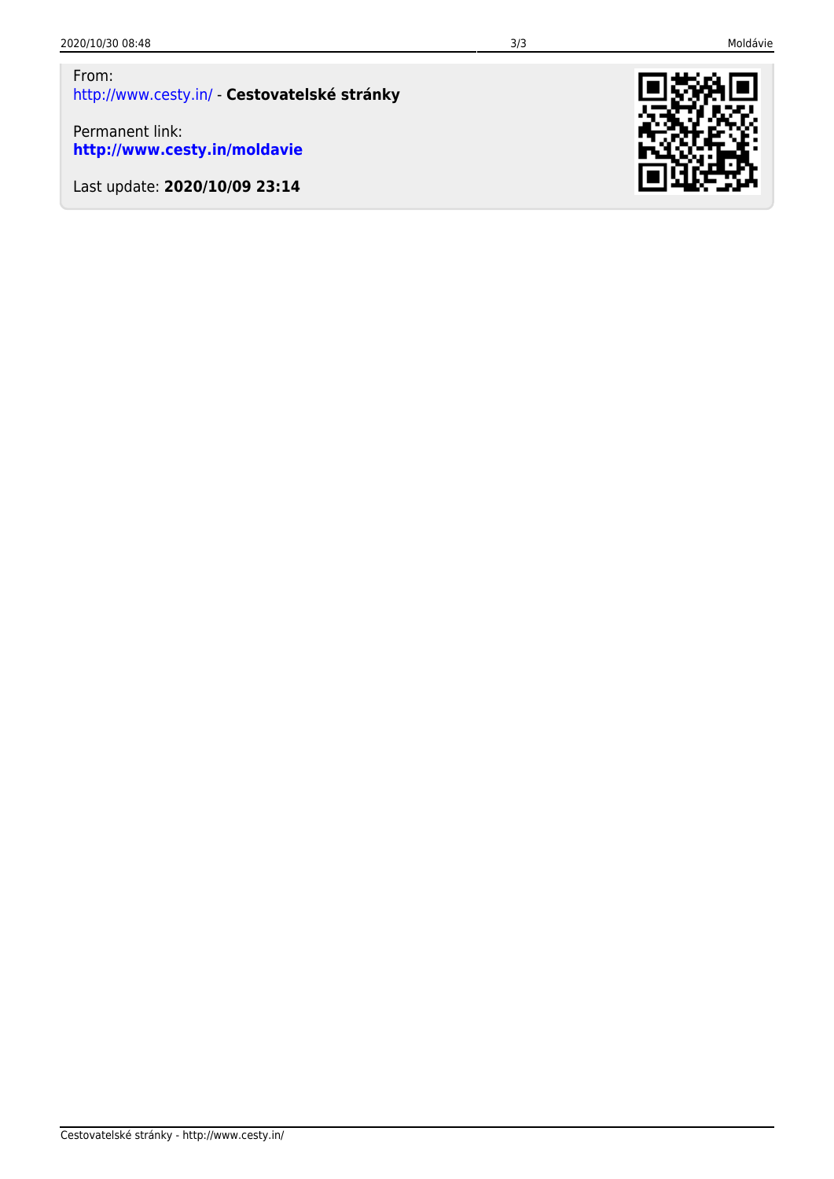From:
http://www.cesty.in/ - **Cestovatelské stránky**

Permanent link:
**http://www.cesty.in/moldavie**

Last update: **2020/10/09 23:14**